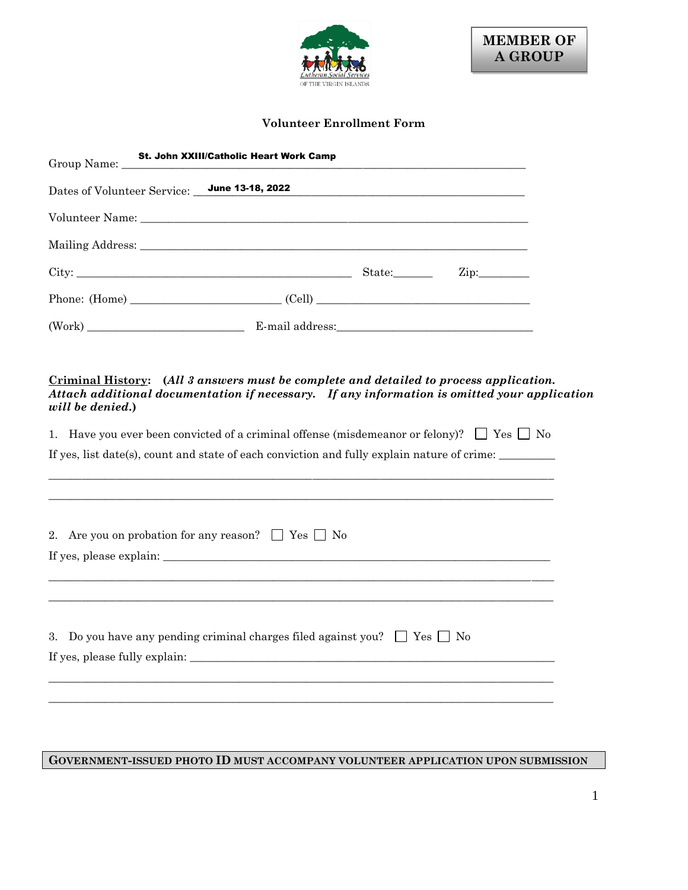Lutheran Social Services OF THE VIRGIN ISLANDS

**MEMBER OF A GROUP**

## Volunteer Enrollment Form

Group Name: St. John XXIII/Catholic Heart Work Camp

Dates of Volunteer Service: June 13-18, 2022

Volunteer Name: ___________________________________________

Mailing Address: ___________________________________________

City: ___________________________ State:_______ Zip:_________

Phone: (Home) _____________________ (Cell) _____________________

(Work) _____________________ E-mail address:_____________________

**<u>Criminal History</u>: (*All 3 answers must be complete and detailed to process application. Attach additional documentation if necessary. If any information is omitted your application will be denied.*)**

1. Have you ever been convicted of a criminal offense (misdemeanor or felony)? ☐ Yes ☐ No

If yes, list date(s), count and state of each conviction and fully explain nature of crime: __________

_____________________________________________________________________________

_____________________________________________________________________________

2. Are you on probation for any reason? ☐ Yes ☐ No

If yes, please explain: _______________________________________________________

_____________________________________________________________________________

_____________________________________________________________________________

3. Do you have any pending criminal charges filed against you? ☐ Yes ☐ No

If yes, please fully explain: __________________________________________________

_____________________________________________________________________________

_____________________________________________________________________________

**GOVERNMENT-ISSUED PHOTO ID MUST ACCOMPANY VOLUNTEER APPLICATION UPON SUBMISSION**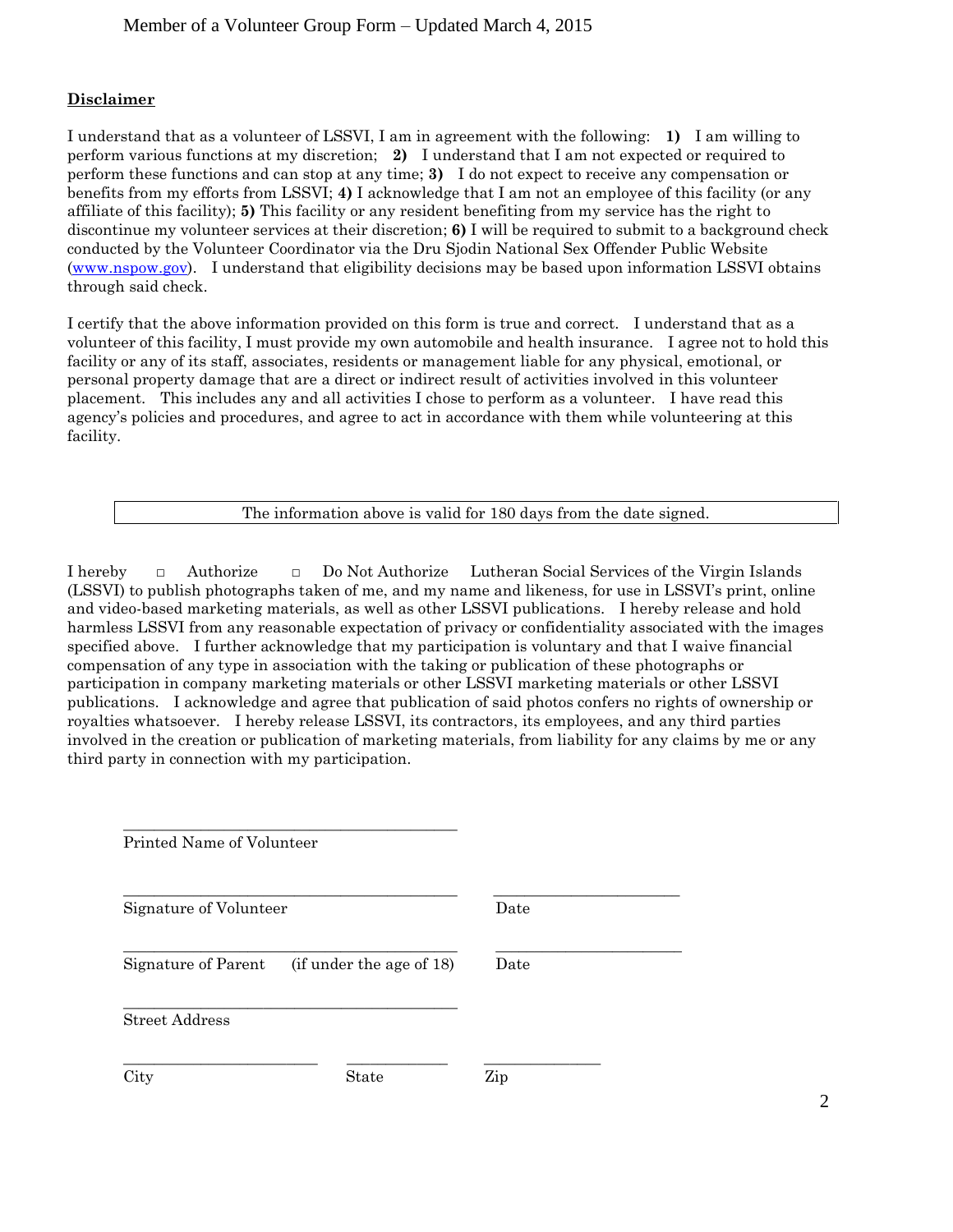## Disclaimer

I understand that as a volunteer of LSSVI, I am in agreement with the following: **1)** I am willing to perform various functions at my discretion; **2)** I understand that I am not expected or required to perform these functions and can stop at any time; **3)** I do not expect to receive any compensation or benefits from my efforts from LSSVI; **4)** I acknowledge that I am not an employee of this facility (or any affiliate of this facility); **5)** This facility or any resident benefiting from my service has the right to discontinue my volunteer services at their discretion; **6)** I will be required to submit to a background check conducted by the Volunteer Coordinator via the Dru Sjodin National Sex Offender Public Website (www.nspow.gov). I understand that eligibility decisions may be based upon information LSSVI obtains through said check.

I certify that the above information provided on this form is true and correct. I understand that as a volunteer of this facility, I must provide my own automobile and health insurance. I agree not to hold this facility or any of its staff, associates, residents or management liable for any physical, emotional, or personal property damage that are a direct or indirect result of activities involved in this volunteer placement. This includes any and all activities I chose to perform as a volunteer. I have read this agency's policies and procedures, and agree to act in accordance with them while volunteering at this facility.

| The information above is valid for 180 days from the date signed. |
|---|

I hereby ☐ Authorize ☐ Do Not Authorize Lutheran Social Services of the Virgin Islands (LSSVI) to publish photographs taken of me, and my name and likeness, for use in LSSVI's print, online and video-based marketing materials, as well as other LSSVI publications. I hereby release and hold harmless LSSVI from any reasonable expectation of privacy or confidentiality associated with the images specified above. I further acknowledge that my participation is voluntary and that I waive financial compensation of any type in association with the taking or publication of these photographs or participation in company marketing materials or other LSSVI marketing materials or other LSSVI publications. I acknowledge and agree that publication of said photos confers no rights of ownership or royalties whatsoever. I hereby release LSSVI, its contractors, its employees, and any third parties involved in the creation or publication of marketing materials, from liability for any claims by me or any third party in connection with my participation.

\_\_\_\_\_\_\_\_\_\_\_\_\_\_\_\_\_\_\_\_\_\_\_\_\_\_\_\_\_\_\_\_\_\_\_\_\_\_\_\_\_
Printed Name of Volunteer

\_\_\_\_\_\_\_\_\_\_\_\_\_\_\_\_\_\_\_\_\_\_\_\_\_\_\_\_\_\_\_\_\_\_\_\_\_\_\_\_\_ \_\_\_\_\_\_\_\_\_\_\_\_\_\_\_\_\_\_\_\_\_\_\_
Signature of Volunteer Date

\_\_\_\_\_\_\_\_\_\_\_\_\_\_\_\_\_\_\_\_\_\_\_\_\_\_\_\_\_\_\_\_\_\_\_\_\_\_\_\_\_ \_\_\_\_\_\_\_\_\_\_\_\_\_\_\_\_\_\_\_\_\_\_\_
Signature of Parent (if under the age of 18) Date

\_\_\_\_\_\_\_\_\_\_\_\_\_\_\_\_\_\_\_\_\_\_\_\_\_\_\_\_\_\_\_\_\_\_\_\_\_\_\_\_\_
Street Address

\_\_\_\_\_\_\_\_\_\_\_\_\_\_\_\_\_\_\_\_\_\_\_\_ \_\_\_\_\_\_\_\_\_\_\_\_ \_\_\_\_\_\_\_\_\_\_\_\_\_\_
City State Zip